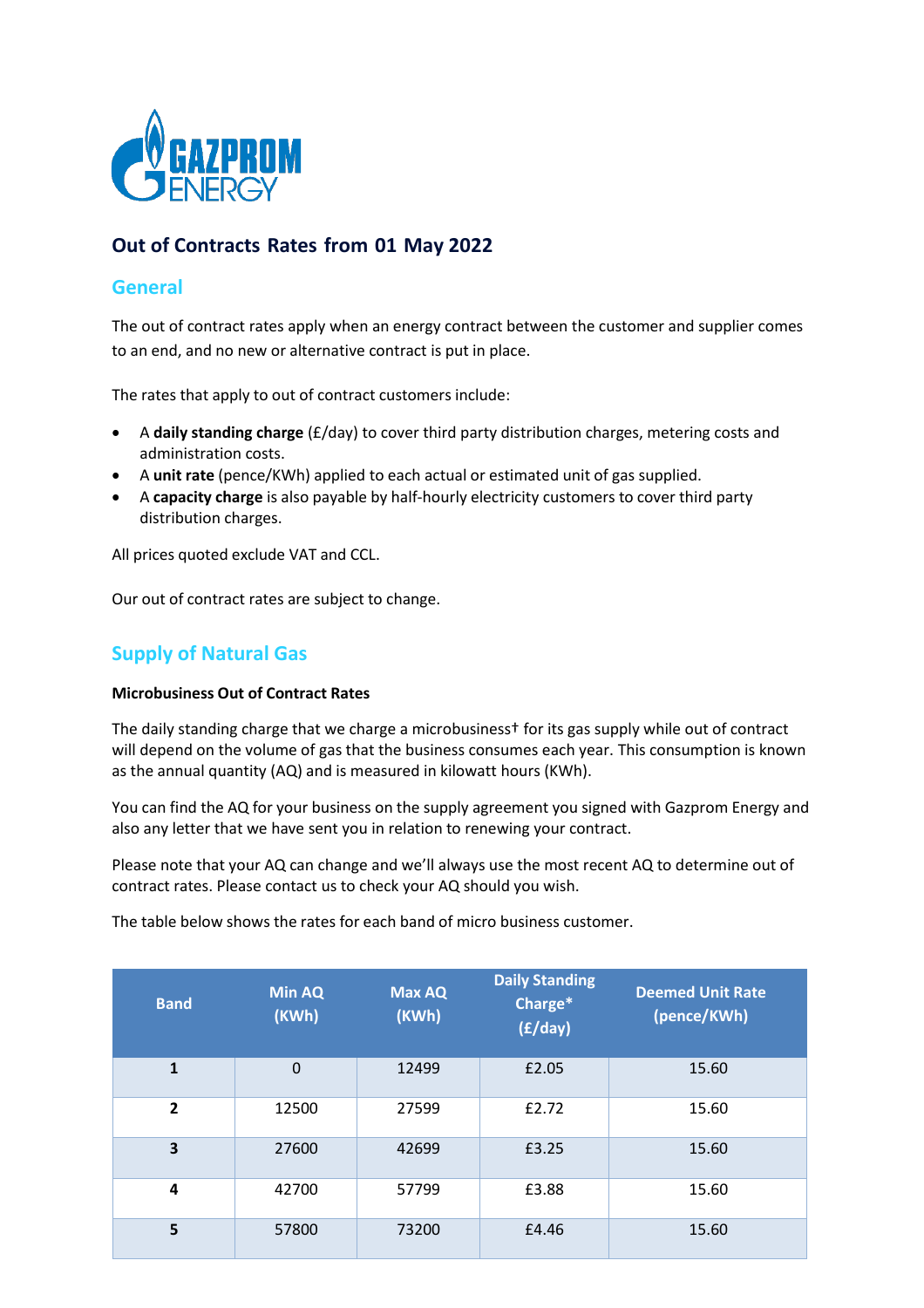## Out of Contracts Rates from 01 May 2022

### General

The out of contract rates apply when an energy contract between the customer and supplier comes to an end, and no new or alternative contract is put in place.

The rates that apply to out of contract customers include:

- A **daily standing charge** (£/day) to cover third party distribution charges, metering costs and administration costs.
- A **unit rate** (pence/KWh) applied to each actual or estimated unit of gas supplied.
- A **capacity charge** is also payable by half-hourly electricity customers to cover third party distribution charges.

All prices quoted exclude VAT and CCL.

Our out of contract rates are subject to change.

### Supply of Natural Gas

**Microbusiness Out of Contract Rates**

The daily standing charge that we charge a microbusiness† for its gas supply while out of contract will depend on the volume of gas that the business consumes each year. This consumption is known as the annual quantity (AQ) and is measured in kilowatt hours (KWh).

You can find the AQ for your business on the supply agreement you signed with Gazprom Energy and also any letter that we have sent you in relation to renewing your contract.

Please note that your AQ can change and we'll always use the most recent AQ to determine out of contract rates. Please contact us to check your AQ should you wish.

The table below shows the rates for each band of micro business customer.

| Band | Min AQ (KWh) | Max AQ (KWh) | Daily Standing Charge* (£/day) | Deemed Unit Rate (pence/KWh) |
|---|---|---|---|---|
| **1** | 0 | 12499 | £2.05 | 15.60 |
| **2** | 12500 | 27599 | £2.72 | 15.60 |
| **3** | 27600 | 42699 | £3.25 | 15.60 |
| **4** | 42700 | 57799 | £3.88 | 15.60 |
| **5** | 57800 | 73200 | £4.46 | 15.60 |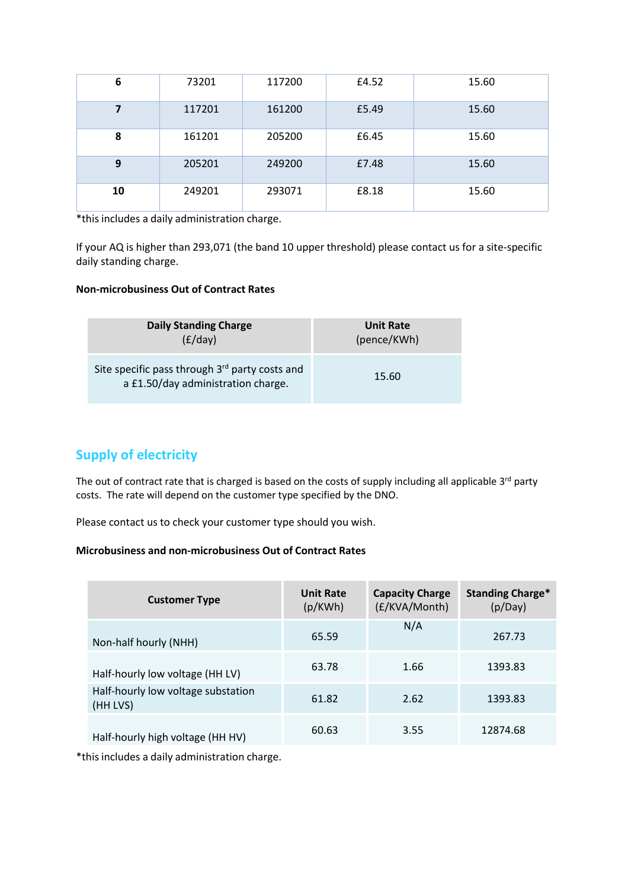| 6 | 73201 | 117200 | £4.52 | 15.60 |
|---|---|---|---|---|
| 7 | 117201 | 161200 | £5.49 | 15.60 |
| 8 | 161201 | 205200 | £6.45 | 15.60 |
| 9 | 205201 | 249200 | £7.48 | 15.60 |
| 10 | 249201 | 293071 | £8.18 | 15.60 |

*this includes a daily administration charge.

If your AQ is higher than 293,071 (the band 10 upper threshold) please contact us for a site-specific daily standing charge.

**Non-microbusiness Out of Contract Rates**

| Daily Standing Charge (£/day) | Unit Rate (pence/KWh) |
|---|---|
| Site specific pass through 3rd party costs and a £1.50/day administration charge. | 15.60 |

## Supply of electricity

The out of contract rate that is charged is based on the costs of supply including all applicable 3rd party costs. The rate will depend on the customer type specified by the DNO.

Please contact us to check your customer type should you wish.

**Microbusiness and non-microbusiness Out of Contract Rates**

| Customer Type | Unit Rate (p/KWh) | Capacity Charge (£/KVA/Month) | Standing Charge* (p/Day) |
|---|---|---|---|
| Non-half hourly (NHH) | 65.59 | N/A | 267.73 |
| Half-hourly low voltage (HH LV) | 63.78 | 1.66 | 1393.83 |
| Half-hourly low voltage substation (HH LVS) | 61.82 | 2.62 | 1393.83 |
| Half-hourly high voltage (HH HV) | 60.63 | 3.55 | 12874.68 |

*this includes a daily administration charge.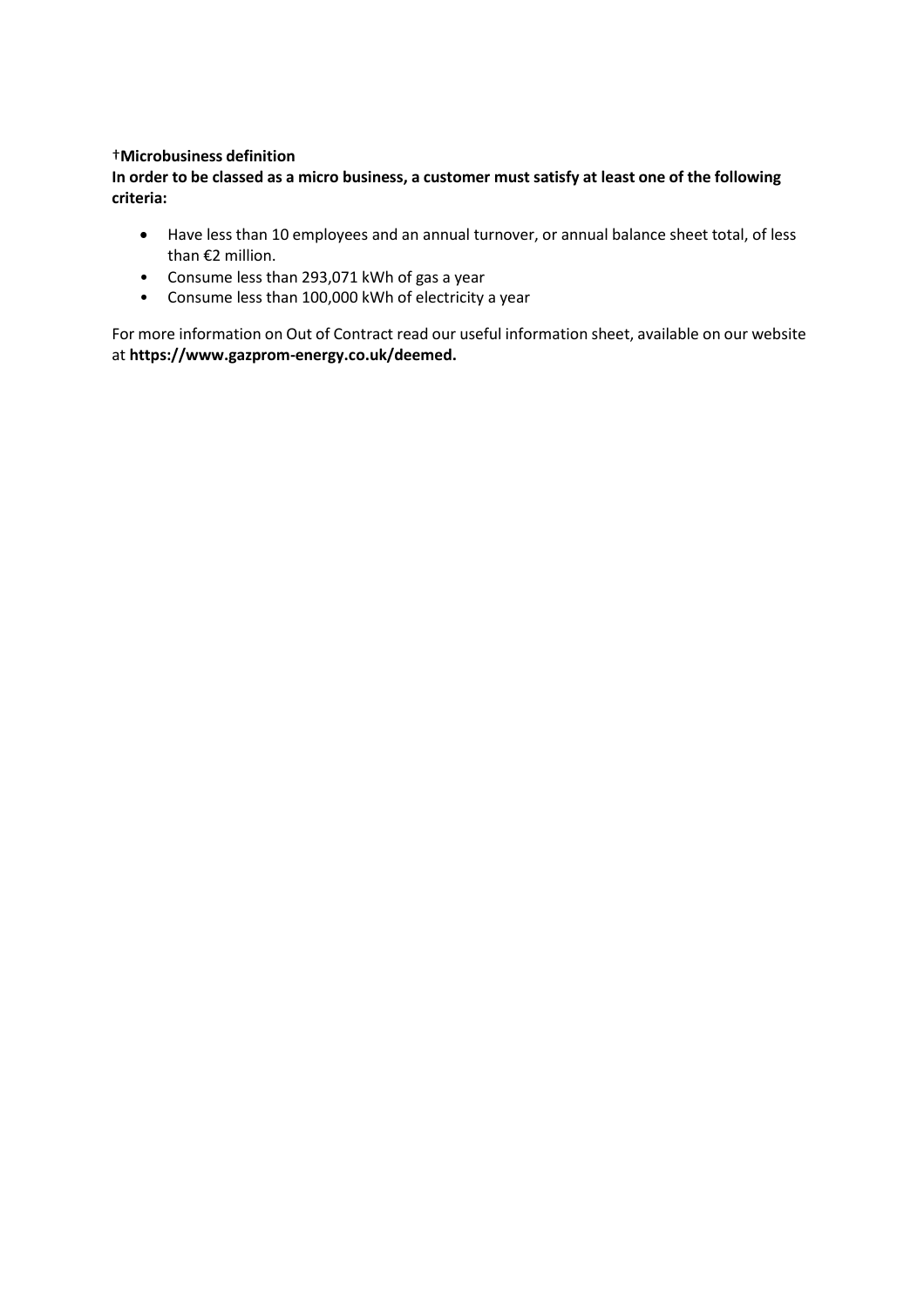†**Microbusiness definition**

**In order to be classed as a micro business, a customer must satisfy at least one of the following criteria:**

- Have less than 10 employees and an annual turnover, or annual balance sheet total, of less than €2 million.
- Consume less than 293,071 kWh of gas a year
- Consume less than 100,000 kWh of electricity a year

For more information on Out of Contract read our useful information sheet, available on our website at **https://www.gazprom-energy.co.uk/deemed.**